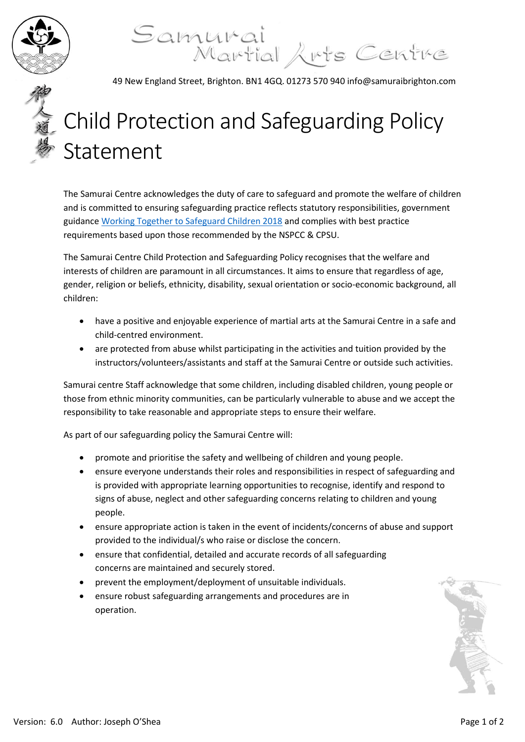Samurai Martial Arts Centre

49 New England Street, Brighton. BN1 4GQ. 01273 570 940 info@samuraibrighton.com

# Child Protection and Safeguarding Policy Statement

The Samurai Centre acknowledges the duty of care to safeguard and promote the welfare of children and is committed to ensuring safeguarding practice reflects statutory responsibilities, government guidance Working Together to Safeguard Children 2018 and complies with best practice requirements based upon those recommended by the NSPCC & CPSU.

The Samurai Centre Child Protection and Safeguarding Policy recognises that the welfare and interests of children are paramount in all circumstances. It aims to ensure that regardless of age, gender, religion or beliefs, ethnicity, disability, sexual orientation or socio-economic background, all children:

- have a positive and enjoyable experience of martial arts at the Samurai Centre in a safe and child-centred environment.
- are protected from abuse whilst participating in the activities and tuition provided by the instructors/volunteers/assistants and staff at the Samurai Centre or outside such activities.

Samurai centre Staff acknowledge that some children, including disabled children, young people or those from ethnic minority communities, can be particularly vulnerable to abuse and we accept the responsibility to take reasonable and appropriate steps to ensure their welfare.

As part of our safeguarding policy the Samurai Centre will:

- promote and prioritise the safety and wellbeing of children and young people.
- ensure everyone understands their roles and responsibilities in respect of safeguarding and is provided with appropriate learning opportunities to recognise, identify and respond to signs of abuse, neglect and other safeguarding concerns relating to children and young people.
- ensure appropriate action is taken in the event of incidents/concerns of abuse and support provided to the individual/s who raise or disclose the concern.
- ensure that confidential, detailed and accurate records of all safeguarding concerns are maintained and securely stored.
- prevent the employment/deployment of unsuitable individuals.
- ensure robust safeguarding arrangements and procedures are in operation.

Version: 6.0 Author: Joseph O'Shea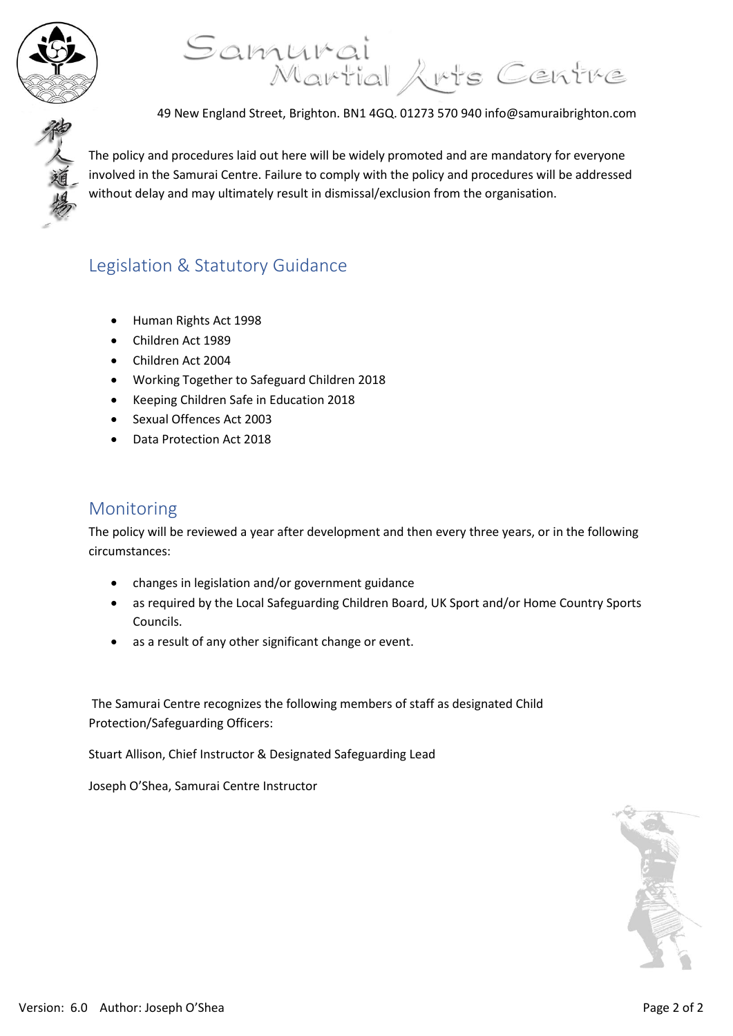Samurai Martial Arts Centre

49 New England Street, Brighton. BN1 4GQ. 01273 570 940 info@samuraibrighton.com

The policy and procedures laid out here will be widely promoted and are mandatory for everyone involved in the Samurai Centre. Failure to comply with the policy and procedures will be addressed without delay and may ultimately result in dismissal/exclusion from the organisation.

## Legislation & Statutory Guidance

- Human Rights Act 1998
- Children Act 1989
- Children Act 2004
- Working Together to Safeguard Children 2018
- Keeping Children Safe in Education 2018
- Sexual Offences Act 2003
- Data Protection Act 2018

## Monitoring

The policy will be reviewed a year after development and then every three years, or in the following circumstances:

- changes in legislation and/or government guidance
- as required by the Local Safeguarding Children Board, UK Sport and/or Home Country Sports Councils.
- as a result of any other significant change or event.

The Samurai Centre recognizes the following members of staff as designated Child Protection/Safeguarding Officers:

Stuart Allison, Chief Instructor & Designated Safeguarding Lead

Joseph O'Shea, Samurai Centre Instructor

Version: 6.0 Author: Joseph O'Shea